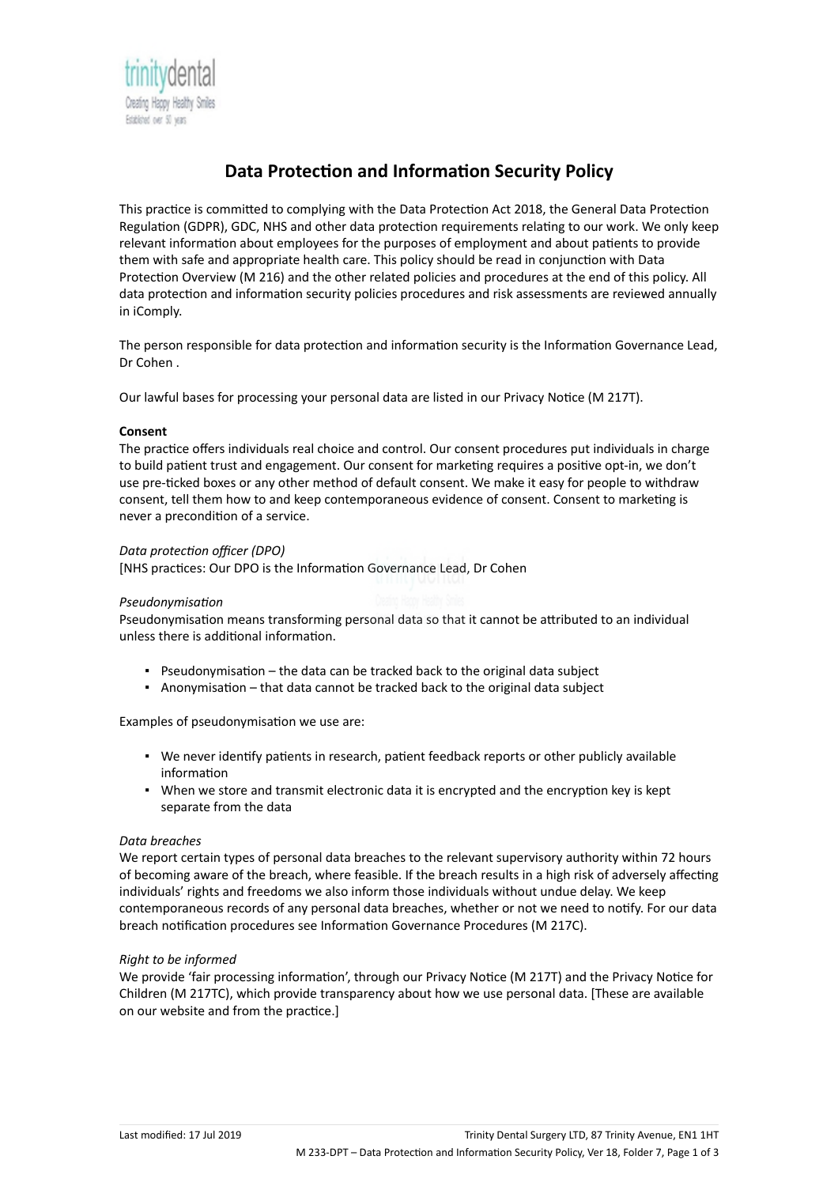# Data Protection and Information Security Policy

This practice is committed to complying with the Data Protection Act 2018, the General Data Protection Regulation (GDPR), GDC, NHS and other data protection requirements relating to our work. We only keep relevant information about employees for the purposes of employment and about patients to provide them with safe and appropriate health care. This policy should be read in conjunction with Data Protection Overview (M 216) and the other related policies and procedures at the end of this policy. All data protection and information security policies procedures and risk assessments are reviewed annually in iComply.

The person responsible for data protection and information security is the Information Governance Lead, Dr Cohen .

Our lawful bases for processing your personal data are listed in our Privacy Notice (M 217T).

**Consent**

The practice offers individuals real choice and control. Our consent procedures put individuals in charge to build patient trust and engagement. Our consent for marketing requires a positive opt-in, we don't use pre-ticked boxes or any other method of default consent. We make it easy for people to withdraw consent, tell them how to and keep contemporaneous evidence of consent. Consent to marketing is never a precondition of a service.

*Data protection officer (DPO)*

[NHS practices: Our DPO is the Information Governance Lead, Dr Cohen

*Pseudonymisation*

Pseudonymisation means transforming personal data so that it cannot be attributed to an individual unless there is additional information.

- Pseudonymisation – the data can be tracked back to the original data subject
- Anonymisation – that data cannot be tracked back to the original data subject

Examples of pseudonymisation we use are:

- We never identify patients in research, patient feedback reports or other publicly available information
- When we store and transmit electronic data it is encrypted and the encryption key is kept separate from the data

*Data breaches*

We report certain types of personal data breaches to the relevant supervisory authority within 72 hours of becoming aware of the breach, where feasible. If the breach results in a high risk of adversely affecting individuals' rights and freedoms we also inform those individuals without undue delay. We keep contemporaneous records of any personal data breaches, whether or not we need to notify. For our data breach notification procedures see Information Governance Procedures (M 217C).

*Right to be informed*

We provide 'fair processing information', through our Privacy Notice (M 217T) and the Privacy Notice for Children (M 217TC), which provide transparency about how we use personal data. [These are available on our website and from the practice.]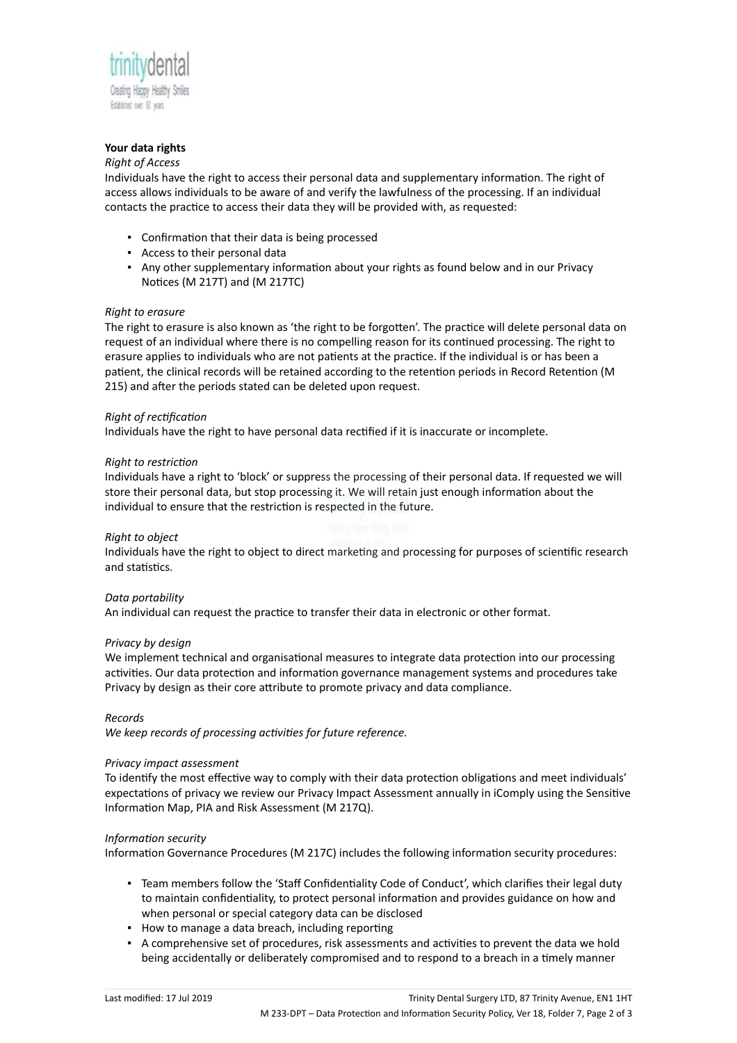**Your data rights**

*Right of Access*

Individuals have the right to access their personal data and supplementary information. The right of access allows individuals to be aware of and verify the lawfulness of the processing. If an individual contacts the practice to access their data they will be provided with, as requested:

- Confirmation that their data is being processed
- Access to their personal data
- Any other supplementary information about your rights as found below and in our Privacy Notices (M 217T) and (M 217TC)

*Right to erasure*

The right to erasure is also known as 'the right to be forgotten'. The practice will delete personal data on request of an individual where there is no compelling reason for its continued processing. The right to erasure applies to individuals who are not patients at the practice. If the individual is or has been a patient, the clinical records will be retained according to the retention periods in Record Retention (M 215) and after the periods stated can be deleted upon request.

*Right of rectification*

Individuals have the right to have personal data rectified if it is inaccurate or incomplete.

*Right to restriction*

Individuals have a right to 'block' or suppress the processing of their personal data. If requested we will store their personal data, but stop processing it. We will retain just enough information about the individual to ensure that the restriction is respected in the future.

*Right to object*

Individuals have the right to object to direct marketing and processing for purposes of scientific research and statistics.

*Data portability*

An individual can request the practice to transfer their data in electronic or other format.

*Privacy by design*

We implement technical and organisational measures to integrate data protection into our processing activities. Our data protection and information governance management systems and procedures take Privacy by design as their core attribute to promote privacy and data compliance.

*Records*

*We keep records of processing activities for future reference.*

*Privacy impact assessment*

To identify the most effective way to comply with their data protection obligations and meet individuals' expectations of privacy we review our Privacy Impact Assessment annually in iComply using the Sensitive Information Map, PIA and Risk Assessment (M 217Q).

*Information security*

Information Governance Procedures (M 217C) includes the following information security procedures:

- Team members follow the 'Staff Confidentiality Code of Conduct', which clarifies their legal duty to maintain confidentiality, to protect personal information and provides guidance on how and when personal or special category data can be disclosed
- How to manage a data breach, including reporting
- A comprehensive set of procedures, risk assessments and activities to prevent the data we hold being accidentally or deliberately compromised and to respond to a breach in a timely manner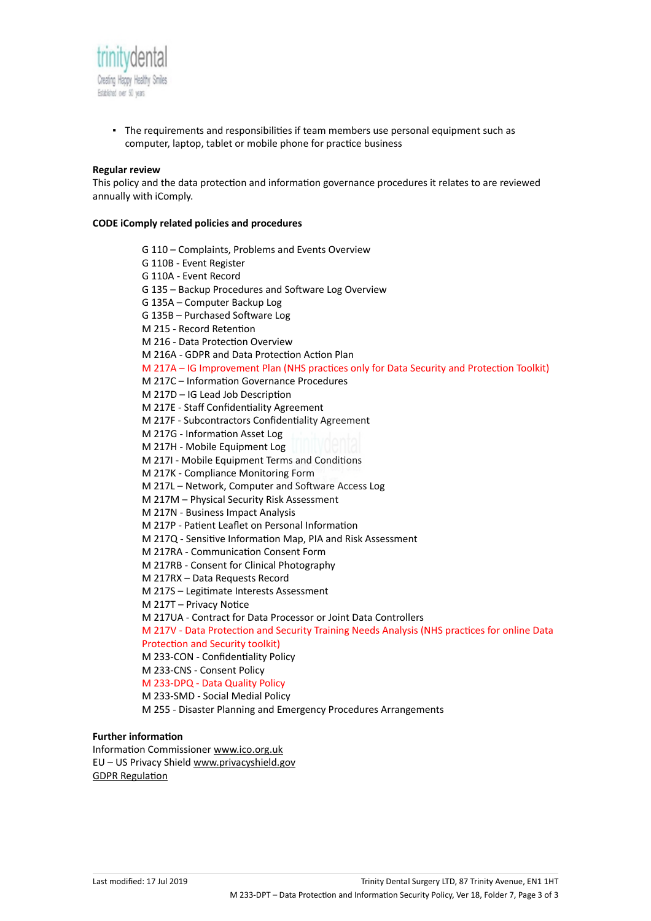- The requirements and responsibilities if team members use personal equipment such as computer, laptop, tablet or mobile phone for practice business

**Regular review**

This policy and the data protection and information governance procedures it relates to are reviewed annually with iComply.

**CODE iComply related policies and procedures**

G 110 – Complaints, Problems and Events Overview
G 110B - Event Register
G 110A - Event Record
G 135 – Backup Procedures and Software Log Overview
G 135A – Computer Backup Log
G 135B – Purchased Software Log
M 215 - Record Retention
M 216 - Data Protection Overview
M 216A - GDPR and Data Protection Action Plan
M 217A – IG Improvement Plan (NHS practices only for Data Security and Protection Toolkit)
M 217C – Information Governance Procedures
M 217D – IG Lead Job Description
M 217E - Staff Confidentiality Agreement
M 217F - Subcontractors Confidentiality Agreement
M 217G - Information Asset Log
M 217H - Mobile Equipment Log
M 217I - Mobile Equipment Terms and Conditions
M 217K - Compliance Monitoring Form
M 217L – Network, Computer and Software Access Log
M 217M – Physical Security Risk Assessment
M 217N - Business Impact Analysis
M 217P - Patient Leaflet on Personal Information
M 217Q - Sensitive Information Map, PIA and Risk Assessment
M 217RA - Communication Consent Form
M 217RB - Consent for Clinical Photography
M 217RX – Data Requests Record
M 217S – Legitimate Interests Assessment
M 217T – Privacy Notice
M 217UA - Contract for Data Processor or Joint Data Controllers
M 217V - Data Protection and Security Training Needs Analysis (NHS practices for online Data Protection and Security toolkit)
M 233-CON - Confidentiality Policy
M 233-CNS - Consent Policy
M 233-DPQ - Data Quality Policy
M 233-SMD - Social Medial Policy
M 255 - Disaster Planning and Emergency Procedures Arrangements

**Further information**

Information Commissioner www.ico.org.uk
EU – US Privacy Shield www.privacyshield.gov
GDPR Regulation

Last modified: 17 Jul 2019

Trinity Dental Surgery LTD, 87 Trinity Avenue, EN1 1HT
M 233-DPT – Data Protection and Information Security Policy, Ver 18, Folder 7